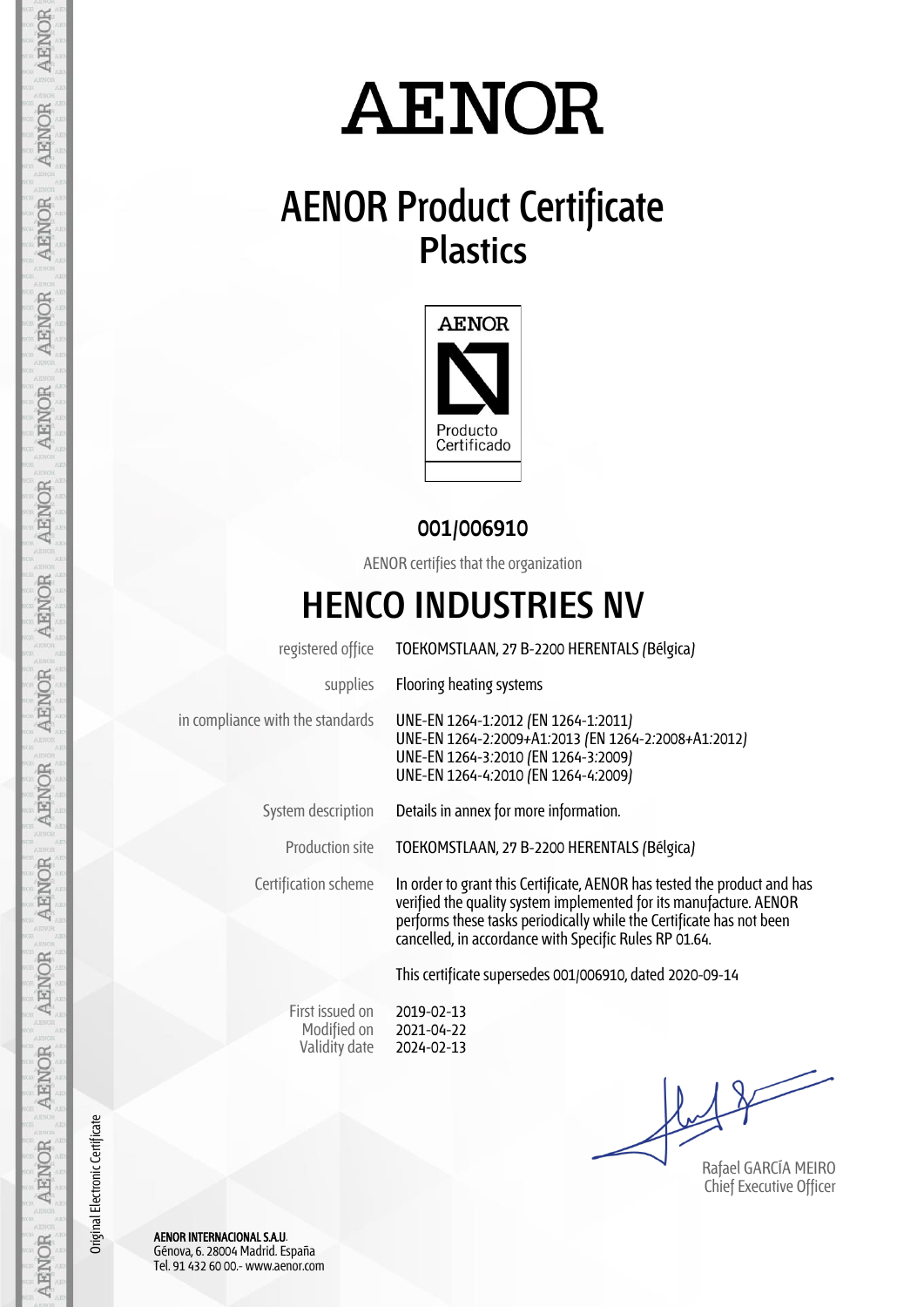# AENOR

## AENOR Product Certificate
## Plastics

AENOR

Producto Certificado

**001/006910**

AENOR certifies that the organization

# HENCO INDUSTRIES NV

| | |
|---|---|
| registered office | TOEKOMSTLAAN, 27 B-2200 HERENTALS (Bélgica) |
| supplies | Flooring heating systems |
| in compliance with the standards | UNE-EN 1264-1:2012 (EN 1264-1:2011)<br>UNE-EN 1264-2:2009+A1:2013 (EN 1264-2:2008+A1:2012)<br>UNE-EN 1264-3:2010 (EN 1264-3:2009)<br>UNE-EN 1264-4:2010 (EN 1264-4:2009) |
| System description | Details in annex for more information. |
| Production site | TOEKOMSTLAAN, 27 B-2200 HERENTALS (Bélgica) |
| Certification scheme | In order to grant this Certificate, AENOR has tested the product and has verified the quality system implemented for its manufacture. AENOR performs these tasks periodically while the Certificate has not been cancelled, in accordance with Specific Rules RP 01.64. |

This certificate supersedes 001/006910, dated 2020-09-14

| | |
|---|---|
| First issued on | 2019-02-13 |
| Modified on | 2021-04-22 |
| Validity date | 2024-02-13 |

Rafael GARCÍA MEIRO
Chief Executive Officer

Original Electronic Certificate

AENOR INTERNACIONAL S.A.U.
Génova, 6. 28004 Madrid. España
Tel. 91 432 60 00.- www.aenor.com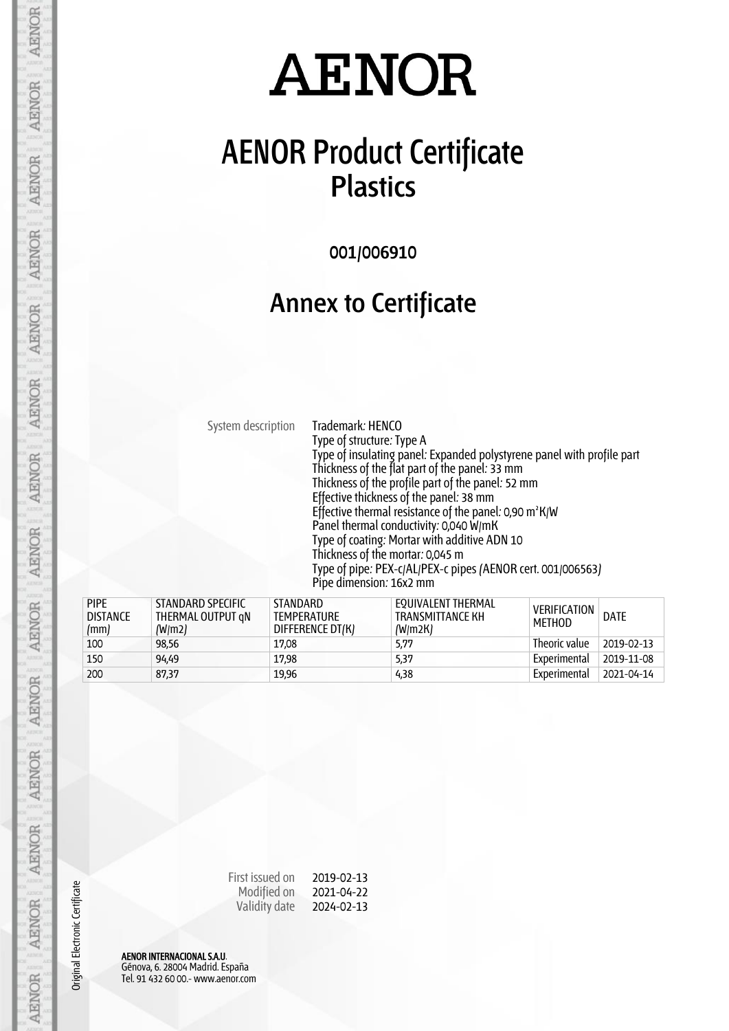# AENOR

## AENOR Product Certificate
## Plastics

001/006910

## Annex to Certificate

System description

Trademark: HENCO
Type of structure: Type A
Type of insulating panel: Expanded polystyrene panel with profile part
Thickness of the flat part of the panel: 33 mm
Thickness of the profile part of the panel: 52 mm
Effective thickness of the panel: 38 mm
Effective thermal resistance of the panel: 0,90 $m^2K/W$
Panel thermal conductivity: 0,040 W/mK
Type of coating: Mortar with additive ADN 10
Thickness of the mortar: 0,045 m
Type of pipe: PEX-c/AL/PEX-c pipes (AENOR cert. 001/006563)
Pipe dimension: 16x2 mm

| PIPE DISTANCE (mm) | STANDARD SPECIFIC THERMAL OUTPUT qN (W/m2) | STANDARD TEMPERATURE DIFFERENCE DT(K) | EQUIVALENT THERMAL TRANSMITTANCE KH (W/m2K) | VERIFICATION METHOD | DATE |
|---|---|---|---|---|---|
| 100 | 98,56 | 17,08 | 5,77 | Theoric value | 2019-02-13 |
| 150 | 94,49 | 17,98 | 5,37 | Experimental | 2019-11-08 |
| 200 | 87,37 | 19,96 | 4,38 | Experimental | 2021-04-14 |

First issued on 2019-02-13
Modified on 2021-04-22
Validity date 2024-02-13

Original Electronic Certificate

**AENOR INTERNACIONAL S.A.U.**
Génova, 6. 28004 Madrid. España
Tel. 91 432 60 00.- www.aenor.com